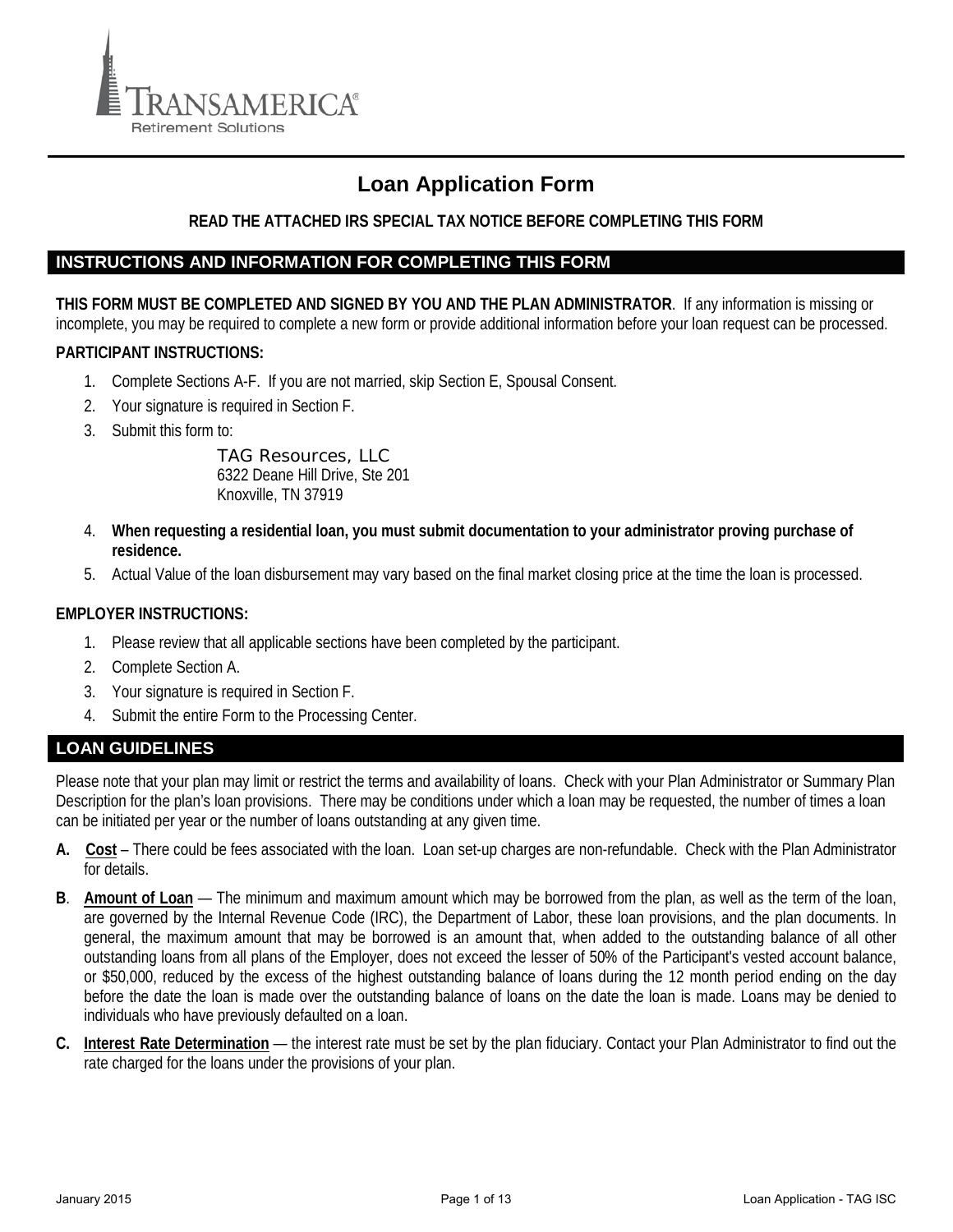TRANSAMERICA®
Retirement Solutions

# Loan Application Form

**READ THE ATTACHED IRS SPECIAL TAX NOTICE BEFORE COMPLETING THIS FORM**

## INSTRUCTIONS AND INFORMATION FOR COMPLETING THIS FORM

**THIS FORM MUST BE COMPLETED AND SIGNED BY YOU AND THE PLAN ADMINISTRATOR**. If any information is missing or incomplete, you may be required to complete a new form or provide additional information before your loan request can be processed.

**PARTICIPANT INSTRUCTIONS:**

1. Complete Sections A-F. If you are not married, skip Section E, Spousal Consent.
2. Your signature is required in Section F.
3. Submit this form to:

   TAG Resources, LLC
   6322 Deane Hill Drive, Ste 201
   Knoxville, TN 37919

4. **When requesting a residential loan, you must submit documentation to your administrator proving purchase of residence.**
5. Actual Value of the loan disbursement may vary based on the final market closing price at the time the loan is processed.

**EMPLOYER INSTRUCTIONS:**

1. Please review that all applicable sections have been completed by the participant.
2. Complete Section A.
3. Your signature is required in Section F.
4. Submit the entire Form to the Processing Center.

## LOAN GUIDELINES

Please note that your plan may limit or restrict the terms and availability of loans. Check with your Plan Administrator or Summary Plan Description for the plan's loan provisions. There may be conditions under which a loan may be requested, the number of times a loan can be initiated per year or the number of loans outstanding at any given time.

**A. Cost** – There could be fees associated with the loan. Loan set-up charges are non-refundable. Check with the Plan Administrator for details.

**B. Amount of Loan** — The minimum and maximum amount which may be borrowed from the plan, as well as the term of the loan, are governed by the Internal Revenue Code (IRC), the Department of Labor, these loan provisions, and the plan documents. In general, the maximum amount that may be borrowed is an amount that, when added to the outstanding balance of all other outstanding loans from all plans of the Employer, does not exceed the lesser of 50% of the Participant's vested account balance, or $50,000, reduced by the excess of the highest outstanding balance of loans during the 12 month period ending on the day before the date the loan is made over the outstanding balance of loans on the date the loan is made. Loans may be denied to individuals who have previously defaulted on a loan.

**C. Interest Rate Determination** — the interest rate must be set by the plan fiduciary. Contact your Plan Administrator to find out the rate charged for the loans under the provisions of your plan.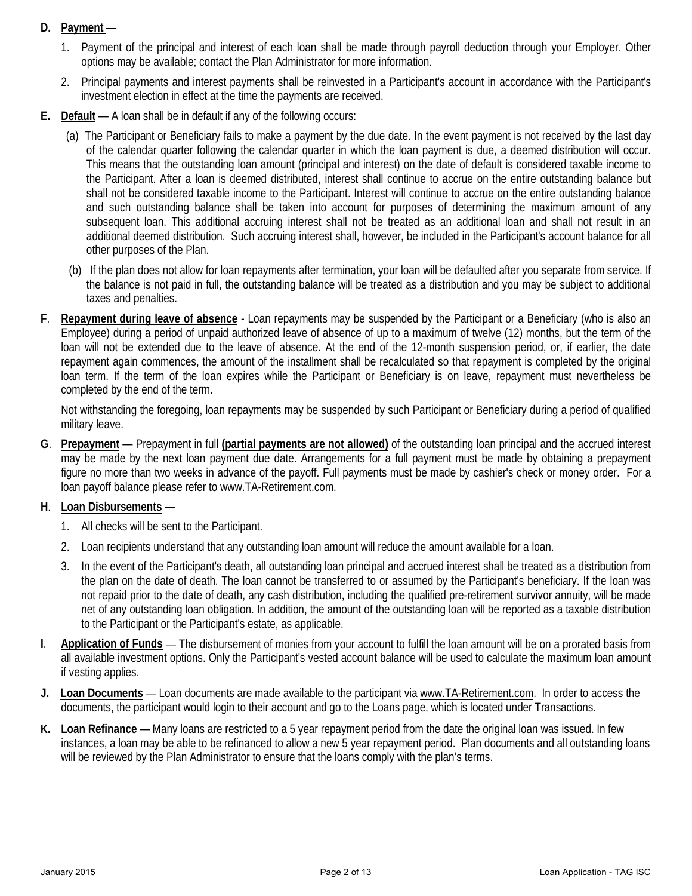**D. Payment** —

1. Payment of the principal and interest of each loan shall be made through payroll deduction through your Employer. Other options may be available; contact the Plan Administrator for more information.
2. Principal payments and interest payments shall be reinvested in a Participant's account in accordance with the Participant's investment election in effect at the time the payments are received.

**E. Default** — A loan shall be in default if any of the following occurs:

(a) The Participant or Beneficiary fails to make a payment by the due date. In the event payment is not received by the last day of the calendar quarter following the calendar quarter in which the loan payment is due, a deemed distribution will occur. This means that the outstanding loan amount (principal and interest) on the date of default is considered taxable income to the Participant. After a loan is deemed distributed, interest shall continue to accrue on the entire outstanding balance but shall not be considered taxable income to the Participant. Interest will continue to accrue on the entire outstanding balance and such outstanding balance shall be taken into account for purposes of determining the maximum amount of any subsequent loan. This additional accruing interest shall not be treated as an additional loan and shall not result in an additional deemed distribution. Such accruing interest shall, however, be included in the Participant's account balance for all other purposes of the Plan.

(b) If the plan does not allow for loan repayments after termination, your loan will be defaulted after you separate from service. If the balance is not paid in full, the outstanding balance will be treated as a distribution and you may be subject to additional taxes and penalties.

**F. Repayment during leave of absence** - Loan repayments may be suspended by the Participant or a Beneficiary (who is also an Employee) during a period of unpaid authorized leave of absence of up to a maximum of twelve (12) months, but the term of the loan will not be extended due to the leave of absence. At the end of the 12-month suspension period, or, if earlier, the date repayment again commences, the amount of the installment shall be recalculated so that repayment is completed by the original loan term. If the term of the loan expires while the Participant or Beneficiary is on leave, repayment must nevertheless be completed by the end of the term.

Not withstanding the foregoing, loan repayments may be suspended by such Participant or Beneficiary during a period of qualified military leave.

**G. Prepayment** — Prepayment in full **(partial payments are not allowed)** of the outstanding loan principal and the accrued interest may be made by the next loan payment due date. Arrangements for a full payment must be made by obtaining a prepayment figure no more than two weeks in advance of the payoff. Full payments must be made by cashier's check or money order. For a loan payoff balance please refer to www.TA-Retirement.com.

**H. Loan Disbursements** —

1. All checks will be sent to the Participant.
2. Loan recipients understand that any outstanding loan amount will reduce the amount available for a loan.
3. In the event of the Participant's death, all outstanding loan principal and accrued interest shall be treated as a distribution from the plan on the date of death. The loan cannot be transferred to or assumed by the Participant's beneficiary. If the loan was not repaid prior to the date of death, any cash distribution, including the qualified pre-retirement survivor annuity, will be made net of any outstanding loan obligation. In addition, the amount of the outstanding loan will be reported as a taxable distribution to the Participant or the Participant's estate, as applicable.

**I. Application of Funds** — The disbursement of monies from your account to fulfill the loan amount will be on a prorated basis from all available investment options. Only the Participant's vested account balance will be used to calculate the maximum loan amount if vesting applies.

**J. Loan Documents** — Loan documents are made available to the participant via www.TA-Retirement.com. In order to access the documents, the participant would login to their account and go to the Loans page, which is located under Transactions.

**K. Loan Refinance** — Many loans are restricted to a 5 year repayment period from the date the original loan was issued. In few instances, a loan may be able to be refinanced to allow a new 5 year repayment period. Plan documents and all outstanding loans will be reviewed by the Plan Administrator to ensure that the loans comply with the plan's terms.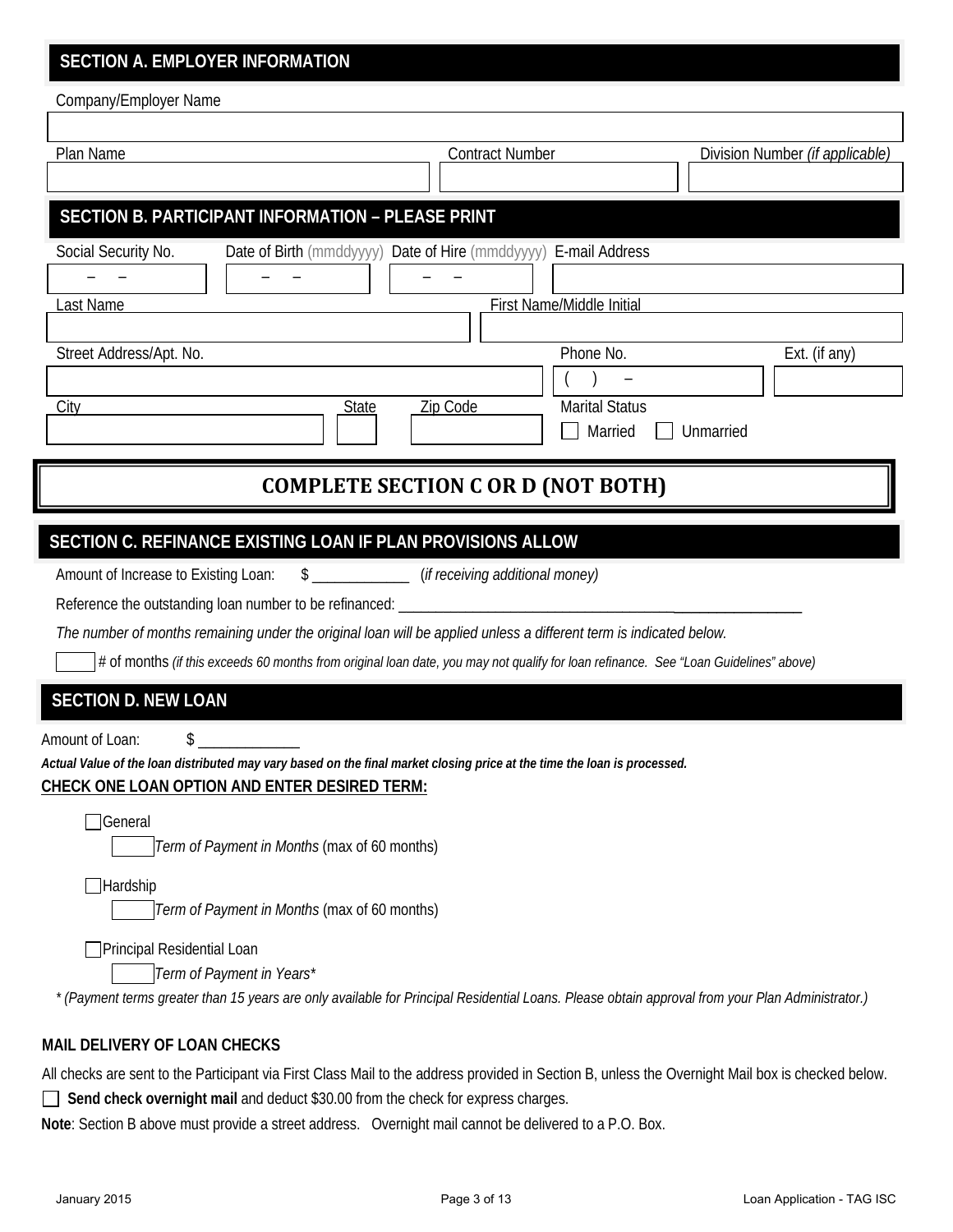## SECTION A. EMPLOYER INFORMATION

Company/Employer Name

| Plan Name | Contract Number | Division Number *(if applicable)* |
|---|---|---|
| | | |

## SECTION B. PARTICIPANT INFORMATION – PLEASE PRINT

| Social Security No. | Date of Birth (mmddyyyy) | Date of Hire (mmddyyyy) | E-mail Address |
|---|---|---|---|
| – – | – – | – – | |

| Last Name | First Name/Middle Initial |
|---|---|
| | |

| Street Address/Apt. No. | Phone No. | Ext. (if any) |
|---|---|---|
| | ( ) – | |

| City | State | Zip Code | Marital Status |
|---|---|---|---|
| | | | ☐ Married ☐ Unmarried |

## COMPLETE SECTION C OR D (NOT BOTH)

## SECTION C. REFINANCE EXISTING LOAN IF PLAN PROVISIONS ALLOW

Amount of Increase to Existing Loan: $ ____________ *(if receiving additional money)*

Reference the outstanding loan number to be refinanced: ________________________________________________

*The number of months remaining under the original loan will be applied unless a different term is indicated below.*

☐ # of months *(if this exceeds 60 months from original loan date, you may not qualify for loan refinance. See "Loan Guidelines" above)*

## SECTION D. NEW LOAN

Amount of Loan: $ ____________

***Actual Value of the loan distributed may vary based on the final market closing price at the time the loan is processed.***

**CHECK ONE LOAN OPTION AND ENTER DESIRED TERM:**

☐ General

☐ *Term of Payment in Months* (max of 60 months)

☐ Hardship

☐ *Term of Payment in Months* (max of 60 months)

☐ Principal Residential Loan

☐ *Term of Payment in Years**

*\* (Payment terms greater than 15 years are only available for Principal Residential Loans. Please obtain approval from your Plan Administrator.)*

### MAIL DELIVERY OF LOAN CHECKS

All checks are sent to the Participant via First Class Mail to the address provided in Section B, unless the Overnight Mail box is checked below.

☐ **Send check overnight mail** and deduct $30.00 from the check for express charges.

**Note**: Section B above must provide a street address. Overnight mail cannot be delivered to a P.O. Box.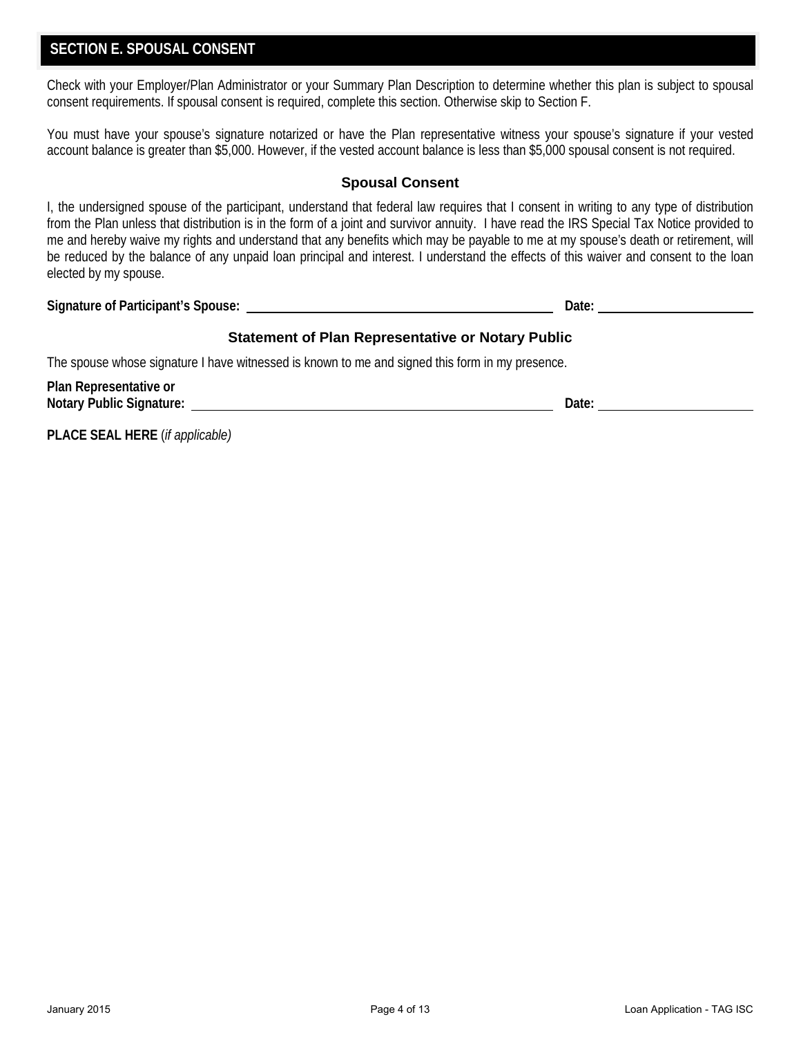## SECTION E. SPOUSAL CONSENT

Check with your Employer/Plan Administrator or your Summary Plan Description to determine whether this plan is subject to spousal consent requirements. If spousal consent is required, complete this section. Otherwise skip to Section F.

You must have your spouse's signature notarized or have the Plan representative witness your spouse's signature if your vested account balance is greater than $5,000. However, if the vested account balance is less than $5,000 spousal consent is not required.

### Spousal Consent

I, the undersigned spouse of the participant, understand that federal law requires that I consent in writing to any type of distribution from the Plan unless that distribution is in the form of a joint and survivor annuity. I have read the IRS Special Tax Notice provided to me and hereby waive my rights and understand that any benefits which may be payable to me at my spouse's death or retirement, will be reduced by the balance of any unpaid loan principal and interest. I understand the effects of this waiver and consent to the loan elected by my spouse.

**Signature of Participant's Spouse:** ______________________________ **Date:** ________________

### Statement of Plan Representative or Notary Public

The spouse whose signature I have witnessed is known to me and signed this form in my presence.

**Plan Representative or**
**Notary Public Signature:** ______________________________ **Date:** ________________

**PLACE SEAL HERE** (*if applicable)*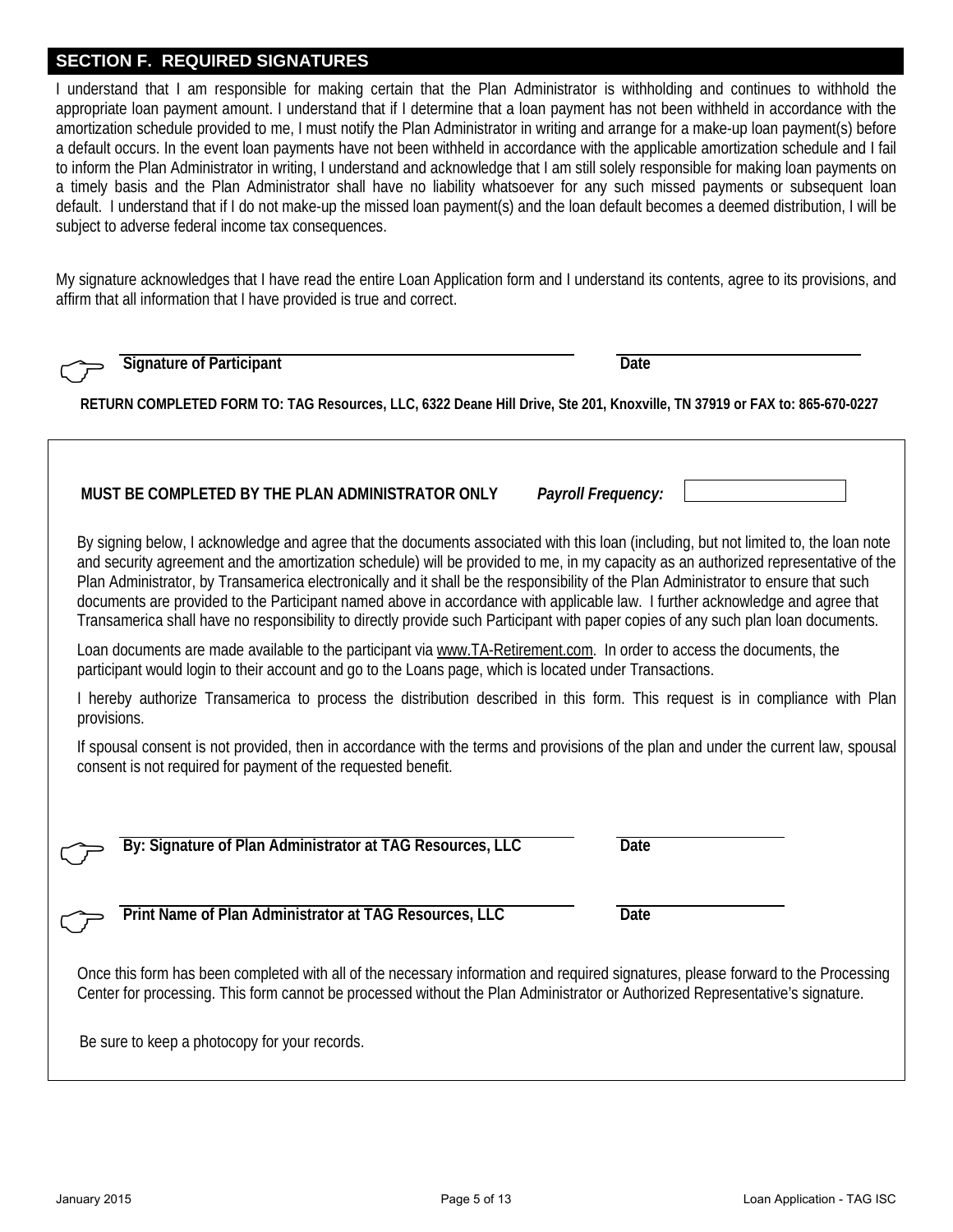## SECTION F. REQUIRED SIGNATURES

I understand that I am responsible for making certain that the Plan Administrator is withholding and continues to withhold the appropriate loan payment amount. I understand that if I determine that a loan payment has not been withheld in accordance with the amortization schedule provided to me, I must notify the Plan Administrator in writing and arrange for a make-up loan payment(s) before a default occurs. In the event loan payments have not been withheld in accordance with the applicable amortization schedule and I fail to inform the Plan Administrator in writing, I understand and acknowledge that I am still solely responsible for making loan payments on a timely basis and the Plan Administrator shall have no liability whatsoever for any such missed payments or subsequent loan default. I understand that if I do not make-up the missed loan payment(s) and the loan default becomes a deemed distribution, I will be subject to adverse federal income tax consequences.

My signature acknowledges that I have read the entire Loan Application form and I understand its contents, agree to its provisions, and affirm that all information that I have provided is true and correct.

☞ ______________________________ **Signature of Participant** ______________ **Date**

**RETURN COMPLETED FORM TO: TAG Resources, LLC, 6322 Deane Hill Drive, Ste 201, Knoxville, TN 37919 or FAX to: 865-670-0227**

---

**MUST BE COMPLETED BY THE PLAN ADMINISTRATOR ONLY** ***Payroll Frequency:*** ______________

By signing below, I acknowledge and agree that the documents associated with this loan (including, but not limited to, the loan note and security agreement and the amortization schedule) will be provided to me, in my capacity as an authorized representative of the Plan Administrator, by Transamerica electronically and it shall be the responsibility of the Plan Administrator to ensure that such documents are provided to the Participant named above in accordance with applicable law. I further acknowledge and agree that Transamerica shall have no responsibility to directly provide such Participant with paper copies of any such plan loan documents.

Loan documents are made available to the participant via www.TA-Retirement.com. In order to access the documents, the participant would login to their account and go to the Loans page, which is located under Transactions.

I hereby authorize Transamerica to process the distribution described in this form. This request is in compliance with Plan provisions.

If spousal consent is not provided, then in accordance with the terms and provisions of the plan and under the current law, spousal consent is not required for payment of the requested benefit.

☞ ______________________________ **By: Signature of Plan Administrator at TAG Resources, LLC** ______________ **Date**

☞ ______________________________ **Print Name of Plan Administrator at TAG Resources, LLC** ______________ **Date**

Once this form has been completed with all of the necessary information and required signatures, please forward to the Processing Center for processing. This form cannot be processed without the Plan Administrator or Authorized Representative's signature.

Be sure to keep a photocopy for your records.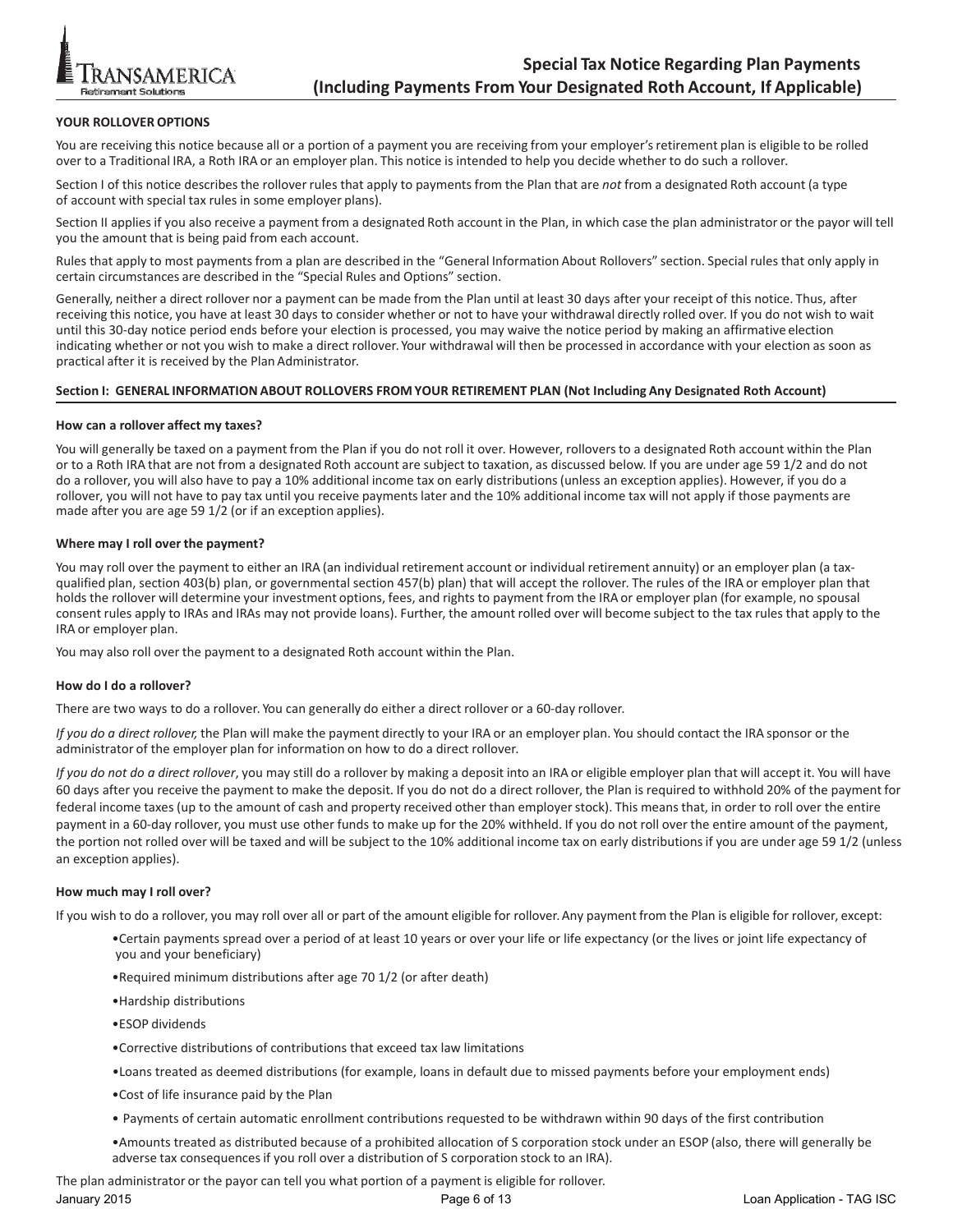# Special Tax Notice Regarding Plan Payments (Including Payments From Your Designated Roth Account, If Applicable)

**YOUR ROLLOVER OPTIONS**

You are receiving this notice because all or a portion of a payment you are receiving from your employer's retirement plan is eligible to be rolled over to a Traditional IRA, a Roth IRA or an employer plan. This notice is intended to help you decide whether to do such a rollover.

Section I of this notice describes the rollover rules that apply to payments from the Plan that are *not* from a designated Roth account (a type of account with special tax rules in some employer plans).

Section II applies if you also receive a payment from a designated Roth account in the Plan, in which case the plan administrator or the payor will tell you the amount that is being paid from each account.

Rules that apply to most payments from a plan are described in the "General Information About Rollovers" section. Special rules that only apply in certain circumstances are described in the "Special Rules and Options" section.

Generally, neither a direct rollover nor a payment can be made from the Plan until at least 30 days after your receipt of this notice. Thus, after receiving this notice, you have at least 30 days to consider whether or not to have your withdrawal directly rolled over. If you do not wish to wait until this 30-day notice period ends before your election is processed, you may waive the notice period by making an affirmative election indicating whether or not you wish to make a direct rollover. Your withdrawal will then be processed in accordance with your election as soon as practical after it is received by the Plan Administrator.

## Section I: GENERAL INFORMATION ABOUT ROLLOVERS FROM YOUR RETIREMENT PLAN (Not Including Any Designated Roth Account)

### How can a rollover affect my taxes?

You will generally be taxed on a payment from the Plan if you do not roll it over. However, rollovers to a designated Roth account within the Plan or to a Roth IRA that are not from a designated Roth account are subject to taxation, as discussed below. If you are under age 59 1/2 and do not do a rollover, you will also have to pay a 10% additional income tax on early distributions (unless an exception applies). However, if you do a rollover, you will not have to pay tax until you receive payments later and the 10% additional income tax will not apply if those payments are made after you are age 59 1/2 (or if an exception applies).

### Where may I roll over the payment?

You may roll over the payment to either an IRA (an individual retirement account or individual retirement annuity) or an employer plan (a tax-qualified plan, section 403(b) plan, or governmental section 457(b) plan) that will accept the rollover. The rules of the IRA or employer plan that holds the rollover will determine your investment options, fees, and rights to payment from the IRA or employer plan (for example, no spousal consent rules apply to IRAs and IRAs may not provide loans). Further, the amount rolled over will become subject to the tax rules that apply to the IRA or employer plan.

You may also roll over the payment to a designated Roth account within the Plan.

### How do I do a rollover?

There are two ways to do a rollover. You can generally do either a direct rollover or a 60-day rollover.

*If you do a direct rollover,* the Plan will make the payment directly to your IRA or an employer plan. You should contact the IRA sponsor or the administrator of the employer plan for information on how to do a direct rollover.

*If you do not do a direct rollover*, you may still do a rollover by making a deposit into an IRA or eligible employer plan that will accept it. You will have 60 days after you receive the payment to make the deposit. If you do not do a direct rollover, the Plan is required to withhold 20% of the payment for federal income taxes (up to the amount of cash and property received other than employer stock). This means that, in order to roll over the entire payment in a 60-day rollover, you must use other funds to make up for the 20% withheld. If you do not roll over the entire amount of the payment, the portion not rolled over will be taxed and will be subject to the 10% additional income tax on early distributions if you are under age 59 1/2 (unless an exception applies).

### How much may I roll over?

If you wish to do a rollover, you may roll over all or part of the amount eligible for rollover. Any payment from the Plan is eligible for rollover, except:

- Certain payments spread over a period of at least 10 years or over your life or life expectancy (or the lives or joint life expectancy of you and your beneficiary)
- Required minimum distributions after age 70 1/2 (or after death)
- Hardship distributions
- ESOP dividends
- Corrective distributions of contributions that exceed tax law limitations
- Loans treated as deemed distributions (for example, loans in default due to missed payments before your employment ends)
- Cost of life insurance paid by the Plan
- Payments of certain automatic enrollment contributions requested to be withdrawn within 90 days of the first contribution
- Amounts treated as distributed because of a prohibited allocation of S corporation stock under an ESOP (also, there will generally be adverse tax consequences if you roll over a distribution of S corporation stock to an IRA).

The plan administrator or the payor can tell you what portion of a payment is eligible for rollover.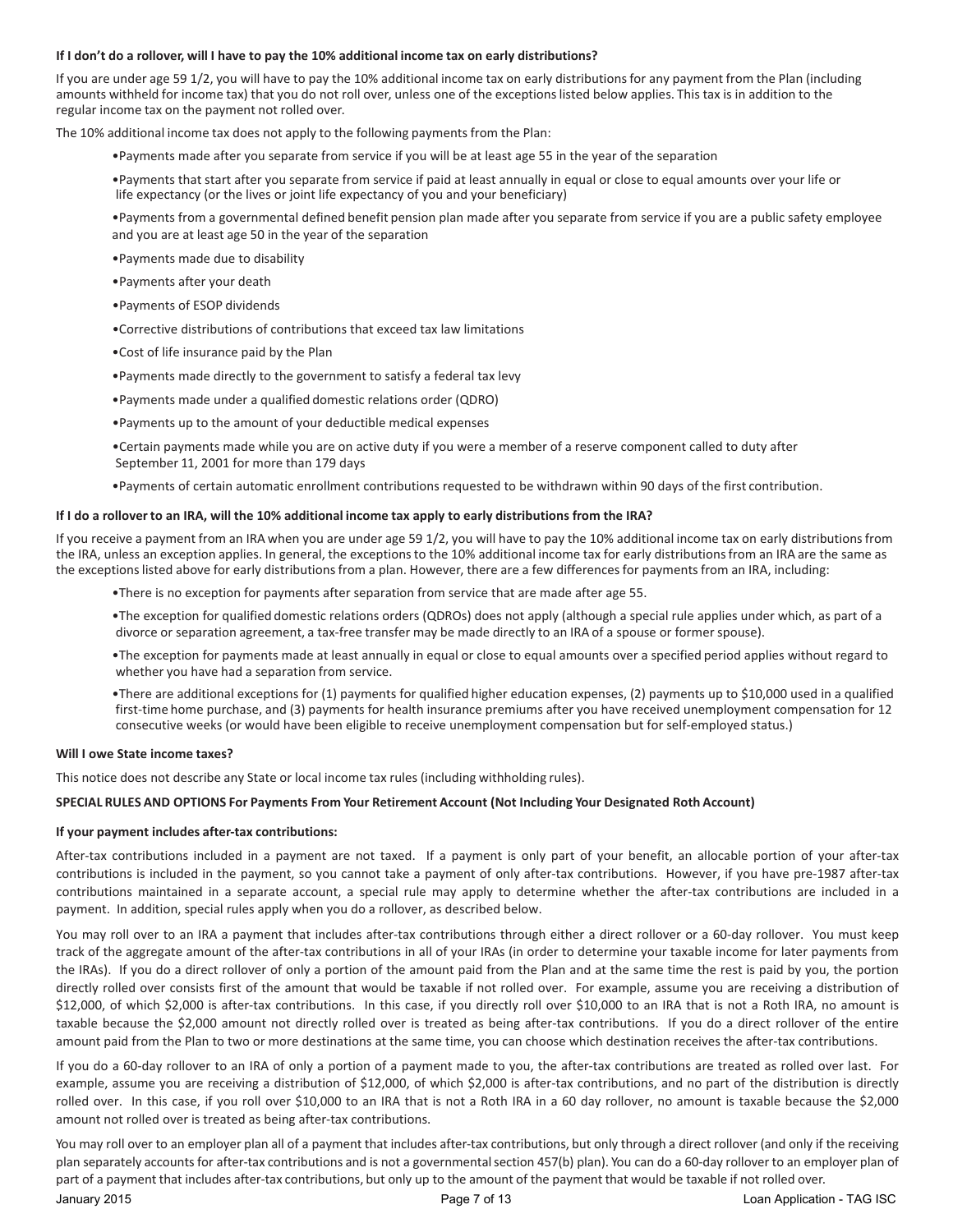**If I don't do a rollover, will I have to pay the 10% additional income tax on early distributions?**

If you are under age 59 1/2, you will have to pay the 10% additional income tax on early distributions for any payment from the Plan (including amounts withheld for income tax) that you do not roll over, unless one of the exceptions listed below applies. This tax is in addition to the regular income tax on the payment not rolled over.

The 10% additional income tax does not apply to the following payments from the Plan:

- Payments made after you separate from service if you will be at least age 55 in the year of the separation
- Payments that start after you separate from service if paid at least annually in equal or close to equal amounts over your life or life expectancy (or the lives or joint life expectancy of you and your beneficiary)
- Payments from a governmental defined benefit pension plan made after you separate from service if you are a public safety employee and you are at least age 50 in the year of the separation
- Payments made due to disability
- Payments after your death
- Payments of ESOP dividends
- Corrective distributions of contributions that exceed tax law limitations
- Cost of life insurance paid by the Plan
- Payments made directly to the government to satisfy a federal tax levy
- Payments made under a qualified domestic relations order (QDRO)
- Payments up to the amount of your deductible medical expenses
- Certain payments made while you are on active duty if you were a member of a reserve component called to duty after September 11, 2001 for more than 179 days
- Payments of certain automatic enrollment contributions requested to be withdrawn within 90 days of the first contribution.

**If I do a rollover to an IRA, will the 10% additional income tax apply to early distributions from the IRA?**

If you receive a payment from an IRA when you are under age 59 1/2, you will have to pay the 10% additional income tax on early distributions from the IRA, unless an exception applies. In general, the exceptions to the 10% additional income tax for early distributions from an IRA are the same as the exceptions listed above for early distributions from a plan. However, there are a few differences for payments from an IRA, including:

- There is no exception for payments after separation from service that are made after age 55.
- The exception for qualified domestic relations orders (QDROs) does not apply (although a special rule applies under which, as part of a divorce or separation agreement, a tax-free transfer may be made directly to an IRA of a spouse or former spouse).
- The exception for payments made at least annually in equal or close to equal amounts over a specified period applies without regard to whether you have had a separation from service.
- There are additional exceptions for (1) payments for qualified higher education expenses, (2) payments up to $10,000 used in a qualified first-time home purchase, and (3) payments for health insurance premiums after you have received unemployment compensation for 12 consecutive weeks (or would have been eligible to receive unemployment compensation but for self-employed status.)

**Will I owe State income taxes?**

This notice does not describe any State or local income tax rules (including withholding rules).

**SPECIAL RULES AND OPTIONS For Payments From Your Retirement Account (Not Including Your Designated Roth Account)**

**If your payment includes after-tax contributions:**

After-tax contributions included in a payment are not taxed. If a payment is only part of your benefit, an allocable portion of your after-tax contributions is included in the payment, so you cannot take a payment of only after-tax contributions. However, if you have pre-1987 after-tax contributions maintained in a separate account, a special rule may apply to determine whether the after-tax contributions are included in a payment. In addition, special rules apply when you do a rollover, as described below.

You may roll over to an IRA a payment that includes after-tax contributions through either a direct rollover or a 60-day rollover. You must keep track of the aggregate amount of the after-tax contributions in all of your IRAs (in order to determine your taxable income for later payments from the IRAs). If you do a direct rollover of only a portion of the amount paid from the Plan and at the same time the rest is paid by you, the portion directly rolled over consists first of the amount that would be taxable if not rolled over. For example, assume you are receiving a distribution of $12,000, of which $2,000 is after-tax contributions. In this case, if you directly roll over $10,000 to an IRA that is not a Roth IRA, no amount is taxable because the $2,000 amount not directly rolled over is treated as being after-tax contributions. If you do a direct rollover of the entire amount paid from the Plan to two or more destinations at the same time, you can choose which destination receives the after-tax contributions.

If you do a 60-day rollover to an IRA of only a portion of a payment made to you, the after-tax contributions are treated as rolled over last. For example, assume you are receiving a distribution of $12,000, of which $2,000 is after-tax contributions, and no part of the distribution is directly rolled over. In this case, if you roll over $10,000 to an IRA that is not a Roth IRA in a 60 day rollover, no amount is taxable because the $2,000 amount not rolled over is treated as being after-tax contributions.

You may roll over to an employer plan all of a payment that includes after-tax contributions, but only through a direct rollover (and only if the receiving plan separately accounts for after-tax contributions and is not a governmental section 457(b) plan). You can do a 60-day rollover to an employer plan of part of a payment that includes after-tax contributions, but only up to the amount of the payment that would be taxable if not rolled over.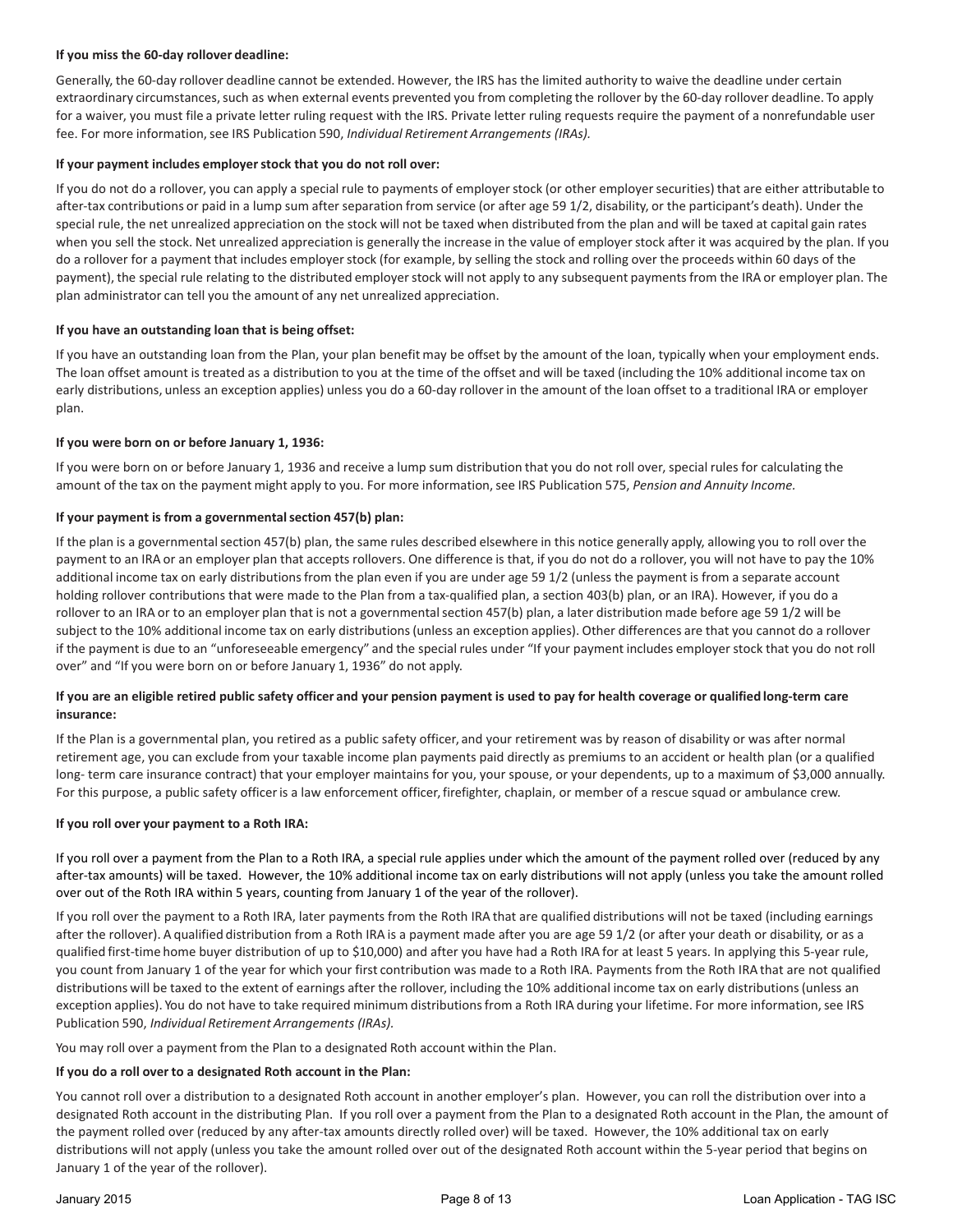**If you miss the 60-day rollover deadline:**

Generally, the 60-day rollover deadline cannot be extended. However, the IRS has the limited authority to waive the deadline under certain extraordinary circumstances, such as when external events prevented you from completing the rollover by the 60-day rollover deadline. To apply for a waiver, you must file a private letter ruling request with the IRS. Private letter ruling requests require the payment of a nonrefundable user fee. For more information, see IRS Publication 590, *Individual Retirement Arrangements (IRAs).*

**If your payment includes employer stock that you do not roll over:**

If you do not do a rollover, you can apply a special rule to payments of employer stock (or other employer securities) that are either attributable to after-tax contributions or paid in a lump sum after separation from service (or after age 59 1/2, disability, or the participant's death). Under the special rule, the net unrealized appreciation on the stock will not be taxed when distributed from the plan and will be taxed at capital gain rates when you sell the stock. Net unrealized appreciation is generally the increase in the value of employer stock after it was acquired by the plan. If you do a rollover for a payment that includes employer stock (for example, by selling the stock and rolling over the proceeds within 60 days of the payment), the special rule relating to the distributed employer stock will not apply to any subsequent payments from the IRA or employer plan. The plan administrator can tell you the amount of any net unrealized appreciation.

**If you have an outstanding loan that is being offset:**

If you have an outstanding loan from the Plan, your plan benefit may be offset by the amount of the loan, typically when your employment ends. The loan offset amount is treated as a distribution to you at the time of the offset and will be taxed (including the 10% additional income tax on early distributions, unless an exception applies) unless you do a 60-day rollover in the amount of the loan offset to a traditional IRA or employer plan.

**If you were born on or before January 1, 1936:**

If you were born on or before January 1, 1936 and receive a lump sum distribution that you do not roll over, special rules for calculating the amount of the tax on the payment might apply to you. For more information, see IRS Publication 575, *Pension and Annuity Income.*

**If your payment is from a governmental section 457(b) plan:**

If the plan is a governmental section 457(b) plan, the same rules described elsewhere in this notice generally apply, allowing you to roll over the payment to an IRA or an employer plan that accepts rollovers. One difference is that, if you do not do a rollover, you will not have to pay the 10% additional income tax on early distributions from the plan even if you are under age 59 1/2 (unless the payment is from a separate account holding rollover contributions that were made to the Plan from a tax-qualified plan, a section 403(b) plan, or an IRA). However, if you do a rollover to an IRA or to an employer plan that is not a governmental section 457(b) plan, a later distribution made before age 59 1/2 will be subject to the 10% additional income tax on early distributions (unless an exception applies). Other differences are that you cannot do a rollover if the payment is due to an "unforeseeable emergency" and the special rules under "If your payment includes employer stock that you do not roll over" and "If you were born on or before January 1, 1936" do not apply.

**If you are an eligible retired public safety officer and your pension payment is used to pay for health coverage or qualified long-term care insurance:**

If the Plan is a governmental plan, you retired as a public safety officer, and your retirement was by reason of disability or was after normal retirement age, you can exclude from your taxable income plan payments paid directly as premiums to an accident or health plan (or a qualified long- term care insurance contract) that your employer maintains for you, your spouse, or your dependents, up to a maximum of $3,000 annually. For this purpose, a public safety officer is a law enforcement officer, firefighter, chaplain, or member of a rescue squad or ambulance crew.

**If you roll over your payment to a Roth IRA:**

If you roll over a payment from the Plan to a Roth IRA, a special rule applies under which the amount of the payment rolled over (reduced by any after-tax amounts) will be taxed. However, the 10% additional income tax on early distributions will not apply (unless you take the amount rolled over out of the Roth IRA within 5 years, counting from January 1 of the year of the rollover).

If you roll over the payment to a Roth IRA, later payments from the Roth IRA that are qualified distributions will not be taxed (including earnings after the rollover). A qualified distribution from a Roth IRA is a payment made after you are age 59 1/2 (or after your death or disability, or as a qualified first-time home buyer distribution of up to $10,000) and after you have had a Roth IRA for at least 5 years. In applying this 5-year rule, you count from January 1 of the year for which your first contribution was made to a Roth IRA. Payments from the Roth IRA that are not qualified distributions will be taxed to the extent of earnings after the rollover, including the 10% additional income tax on early distributions (unless an exception applies). You do not have to take required minimum distributions from a Roth IRA during your lifetime. For more information, see IRS Publication 590, *Individual Retirement Arrangements (IRAs).*

You may roll over a payment from the Plan to a designated Roth account within the Plan.

**If you do a roll over to a designated Roth account in the Plan:**

You cannot roll over a distribution to a designated Roth account in another employer's plan. However, you can roll the distribution over into a designated Roth account in the distributing Plan. If you roll over a payment from the Plan to a designated Roth account in the Plan, the amount of the payment rolled over (reduced by any after-tax amounts directly rolled over) will be taxed. However, the 10% additional tax on early distributions will not apply (unless you take the amount rolled over out of the designated Roth account within the 5-year period that begins on January 1 of the year of the rollover).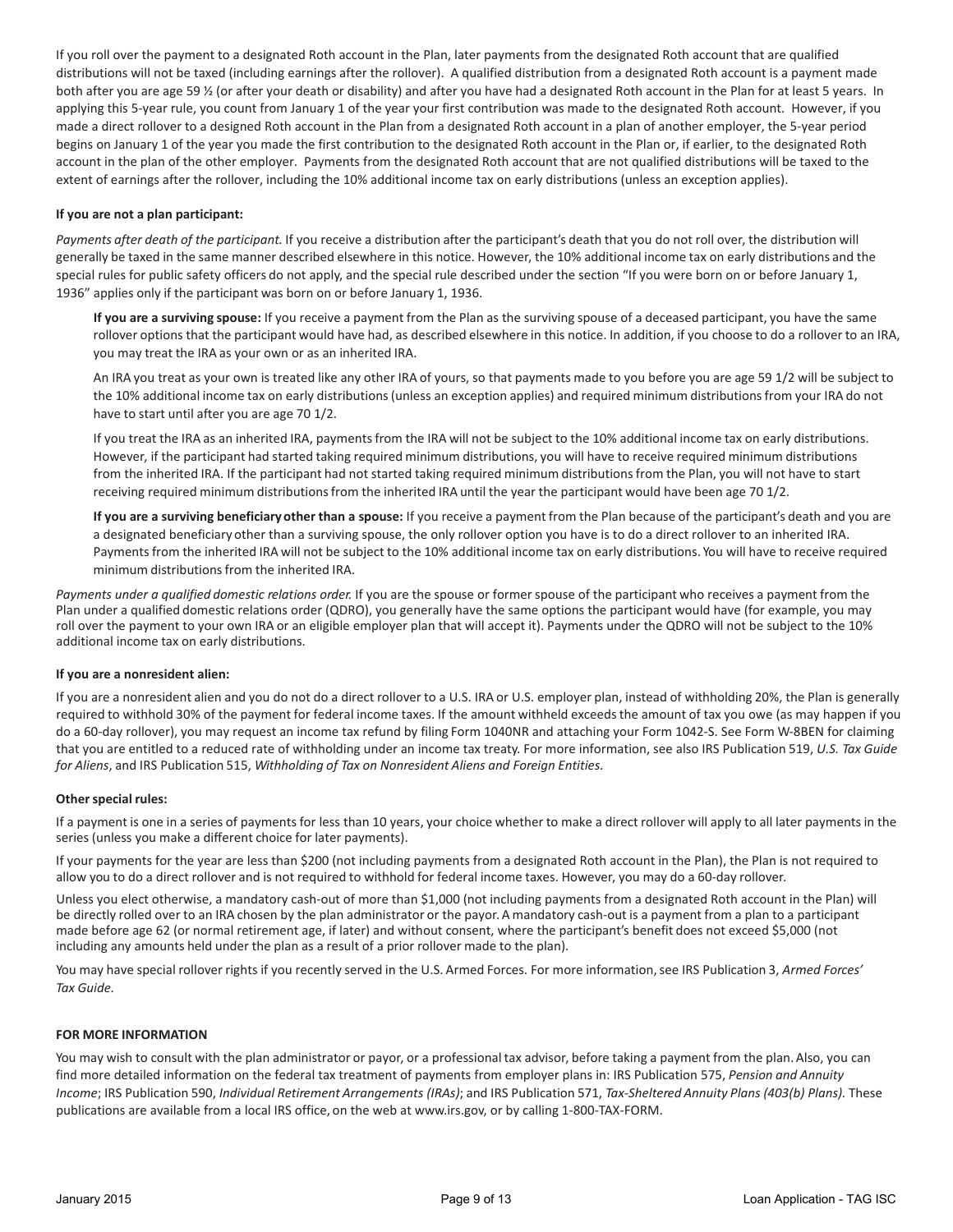If you roll over the payment to a designated Roth account in the Plan, later payments from the designated Roth account that are qualified distributions will not be taxed (including earnings after the rollover). A qualified distribution from a designated Roth account is a payment made both after you are age 59 ½ (or after your death or disability) and after you have had a designated Roth account in the Plan for at least 5 years. In applying this 5-year rule, you count from January 1 of the year your first contribution was made to the designated Roth account. However, if you made a direct rollover to a designed Roth account in the Plan from a designated Roth account in a plan of another employer, the 5-year period begins on January 1 of the year you made the first contribution to the designated Roth account in the Plan or, if earlier, to the designated Roth account in the plan of the other employer. Payments from the designated Roth account that are not qualified distributions will be taxed to the extent of earnings after the rollover, including the 10% additional income tax on early distributions (unless an exception applies).

**If you are not a plan participant:**

*Payments after death of the participant.* If you receive a distribution after the participant's death that you do not roll over, the distribution will generally be taxed in the same manner described elsewhere in this notice. However, the 10% additional income tax on early distributions and the special rules for public safety officers do not apply, and the special rule described under the section "If you were born on or before January 1, 1936" applies only if the participant was born on or before January 1, 1936.

**If you are a surviving spouse:** If you receive a payment from the Plan as the surviving spouse of a deceased participant, you have the same rollover options that the participant would have had, as described elsewhere in this notice. In addition, if you choose to do a rollover to an IRA, you may treat the IRA as your own or as an inherited IRA.

An IRA you treat as your own is treated like any other IRA of yours, so that payments made to you before you are age 59 1/2 will be subject to the 10% additional income tax on early distributions (unless an exception applies) and required minimum distributions from your IRA do not have to start until after you are age 70 1/2.

If you treat the IRA as an inherited IRA, payments from the IRA will not be subject to the 10% additional income tax on early distributions. However, if the participant had started taking required minimum distributions, you will have to receive required minimum distributions from the inherited IRA. If the participant had not started taking required minimum distributions from the Plan, you will not have to start receiving required minimum distributions from the inherited IRA until the year the participant would have been age 70 1/2.

**If you are a surviving beneficiary other than a spouse:** If you receive a payment from the Plan because of the participant's death and you are a designated beneficiary other than a surviving spouse, the only rollover option you have is to do a direct rollover to an inherited IRA. Payments from the inherited IRA will not be subject to the 10% additional income tax on early distributions. You will have to receive required minimum distributions from the inherited IRA.

*Payments under a qualified domestic relations order.* If you are the spouse or former spouse of the participant who receives a payment from the Plan under a qualified domestic relations order (QDRO), you generally have the same options the participant would have (for example, you may roll over the payment to your own IRA or an eligible employer plan that will accept it). Payments under the QDRO will not be subject to the 10% additional income tax on early distributions.

**If you are a nonresident alien:**

If you are a nonresident alien and you do not do a direct rollover to a U.S. IRA or U.S. employer plan, instead of withholding 20%, the Plan is generally required to withhold 30% of the payment for federal income taxes. If the amount withheld exceeds the amount of tax you owe (as may happen if you do a 60-day rollover), you may request an income tax refund by filing Form 1040NR and attaching your Form 1042-S. See Form W-8BEN for claiming that you are entitled to a reduced rate of withholding under an income tax treaty. For more information, see also IRS Publication 519, *U.S. Tax Guide for Aliens*, and IRS Publication 515, *Withholding of Tax on Nonresident Aliens and Foreign Entities.*

**Other special rules:**

If a payment is one in a series of payments for less than 10 years, your choice whether to make a direct rollover will apply to all later payments in the series (unless you make a different choice for later payments).

If your payments for the year are less than $200 (not including payments from a designated Roth account in the Plan), the Plan is not required to allow you to do a direct rollover and is not required to withhold for federal income taxes. However, you may do a 60-day rollover.

Unless you elect otherwise, a mandatory cash-out of more than $1,000 (not including payments from a designated Roth account in the Plan) will be directly rolled over to an IRA chosen by the plan administrator or the payor. A mandatory cash-out is a payment from a plan to a participant made before age 62 (or normal retirement age, if later) and without consent, where the participant's benefit does not exceed $5,000 (not including any amounts held under the plan as a result of a prior rollover made to the plan).

You may have special rollover rights if you recently served in the U.S. Armed Forces. For more information, see IRS Publication 3, *Armed Forces' Tax Guide.*

**FOR MORE INFORMATION**

You may wish to consult with the plan administrator or payor, or a professional tax advisor, before taking a payment from the plan. Also, you can find more detailed information on the federal tax treatment of payments from employer plans in: IRS Publication 575, *Pension and Annuity Income*; IRS Publication 590, *Individual Retirement Arrangements (IRAs)*; and IRS Publication 571, *Tax-Sheltered Annuity Plans (403(b) Plans).* These publications are available from a local IRS office, on the web at www.irs.gov, or by calling 1-800-TAX-FORM.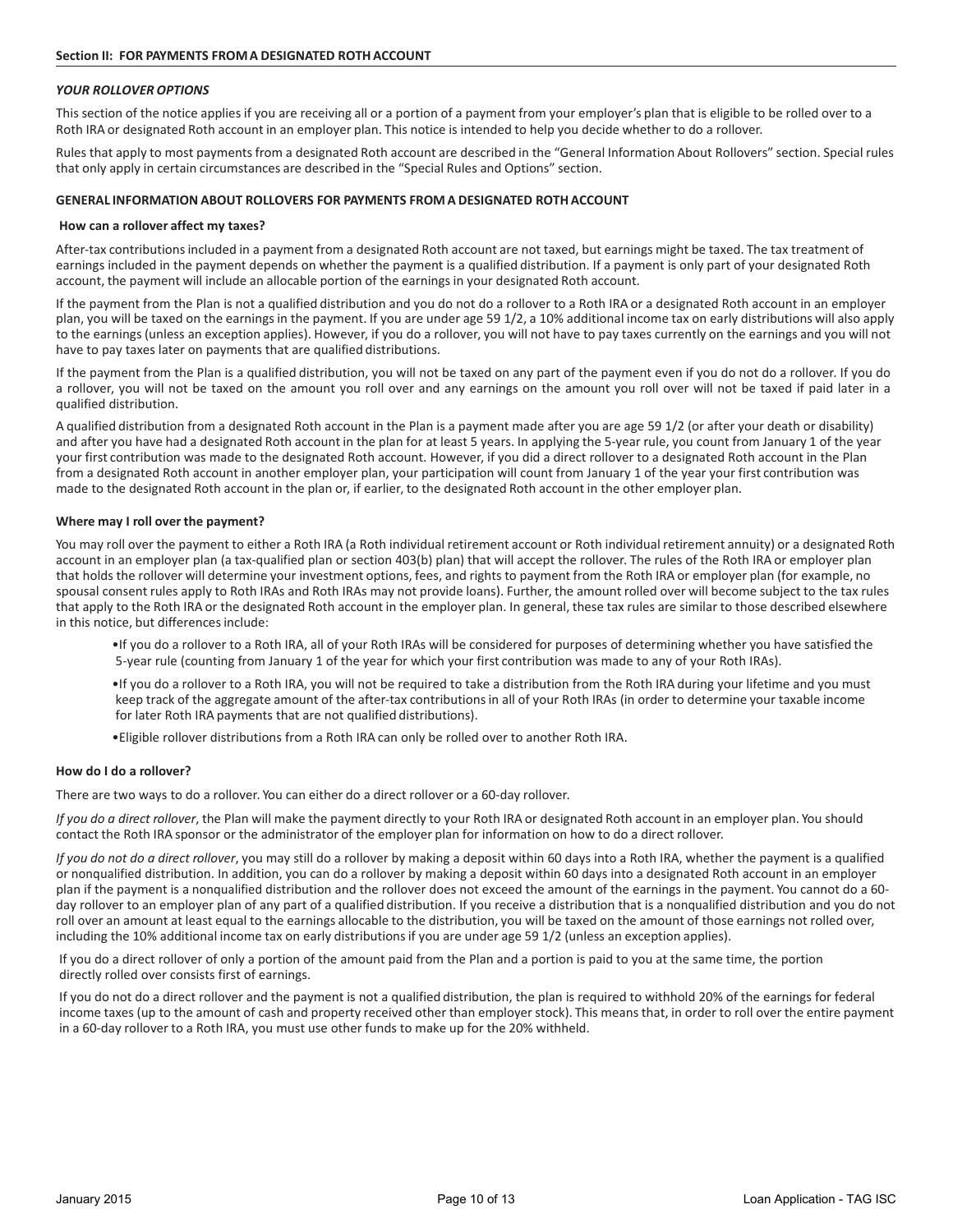## Section II: FOR PAYMENTS FROM A DESIGNATED ROTH ACCOUNT

### *YOUR ROLLOVER OPTIONS*

This section of the notice applies if you are receiving all or a portion of a payment from your employer's plan that is eligible to be rolled over to a Roth IRA or designated Roth account in an employer plan. This notice is intended to help you decide whether to do a rollover.

Rules that apply to most payments from a designated Roth account are described in the "General Information About Rollovers" section. Special rules that only apply in certain circumstances are described in the "Special Rules and Options" section.

### GENERAL INFORMATION ABOUT ROLLOVERS FOR PAYMENTS FROM A DESIGNATED ROTH ACCOUNT

#### How can a rollover affect my taxes?

After-tax contributions included in a payment from a designated Roth account are not taxed, but earnings might be taxed. The tax treatment of earnings included in the payment depends on whether the payment is a qualified distribution. If a payment is only part of your designated Roth account, the payment will include an allocable portion of the earnings in your designated Roth account.

If the payment from the Plan is not a qualified distribution and you do not do a rollover to a Roth IRA or a designated Roth account in an employer plan, you will be taxed on the earnings in the payment. If you are under age 59 1/2, a 10% additional income tax on early distributions will also apply to the earnings (unless an exception applies). However, if you do a rollover, you will not have to pay taxes currently on the earnings and you will not have to pay taxes later on payments that are qualified distributions.

If the payment from the Plan is a qualified distribution, you will not be taxed on any part of the payment even if you do not do a rollover. If you do a rollover, you will not be taxed on the amount you roll over and any earnings on the amount you roll over will not be taxed if paid later in a qualified distribution.

A qualified distribution from a designated Roth account in the Plan is a payment made after you are age 59 1/2 (or after your death or disability) and after you have had a designated Roth account in the plan for at least 5 years. In applying the 5-year rule, you count from January 1 of the year your first contribution was made to the designated Roth account. However, if you did a direct rollover to a designated Roth account in the Plan from a designated Roth account in another employer plan, your participation will count from January 1 of the year your first contribution was made to the designated Roth account in the plan or, if earlier, to the designated Roth account in the other employer plan.

#### Where may I roll over the payment?

You may roll over the payment to either a Roth IRA (a Roth individual retirement account or Roth individual retirement annuity) or a designated Roth account in an employer plan (a tax-qualified plan or section 403(b) plan) that will accept the rollover. The rules of the Roth IRA or employer plan that holds the rollover will determine your investment options, fees, and rights to payment from the Roth IRA or employer plan (for example, no spousal consent rules apply to Roth IRAs and Roth IRAs may not provide loans). Further, the amount rolled over will become subject to the tax rules that apply to the Roth IRA or the designated Roth account in the employer plan. In general, these tax rules are similar to those described elsewhere in this notice, but differences include:

- If you do a rollover to a Roth IRA, all of your Roth IRAs will be considered for purposes of determining whether you have satisfied the 5-year rule (counting from January 1 of the year for which your first contribution was made to any of your Roth IRAs).
- If you do a rollover to a Roth IRA, you will not be required to take a distribution from the Roth IRA during your lifetime and you must keep track of the aggregate amount of the after-tax contributions in all of your Roth IRAs (in order to determine your taxable income for later Roth IRA payments that are not qualified distributions).
- Eligible rollover distributions from a Roth IRA can only be rolled over to another Roth IRA.

#### How do I do a rollover?

There are two ways to do a rollover. You can either do a direct rollover or a 60-day rollover.

*If you do a direct rollover*, the Plan will make the payment directly to your Roth IRA or designated Roth account in an employer plan. You should contact the Roth IRA sponsor or the administrator of the employer plan for information on how to do a direct rollover.

*If you do not do a direct rollover*, you may still do a rollover by making a deposit within 60 days into a Roth IRA, whether the payment is a qualified or nonqualified distribution. In addition, you can do a rollover by making a deposit within 60 days into a designated Roth account in an employer plan if the payment is a nonqualified distribution and the rollover does not exceed the amount of the earnings in the payment. You cannot do a 60-day rollover to an employer plan of any part of a qualified distribution. If you receive a distribution that is a nonqualified distribution and you do not roll over an amount at least equal to the earnings allocable to the distribution, you will be taxed on the amount of those earnings not rolled over, including the 10% additional income tax on early distributions if you are under age 59 1/2 (unless an exception applies).

If you do a direct rollover of only a portion of the amount paid from the Plan and a portion is paid to you at the same time, the portion directly rolled over consists first of earnings.

If you do not do a direct rollover and the payment is not a qualified distribution, the plan is required to withhold 20% of the earnings for federal income taxes (up to the amount of cash and property received other than employer stock). This means that, in order to roll over the entire payment in a 60-day rollover to a Roth IRA, you must use other funds to make up for the 20% withheld.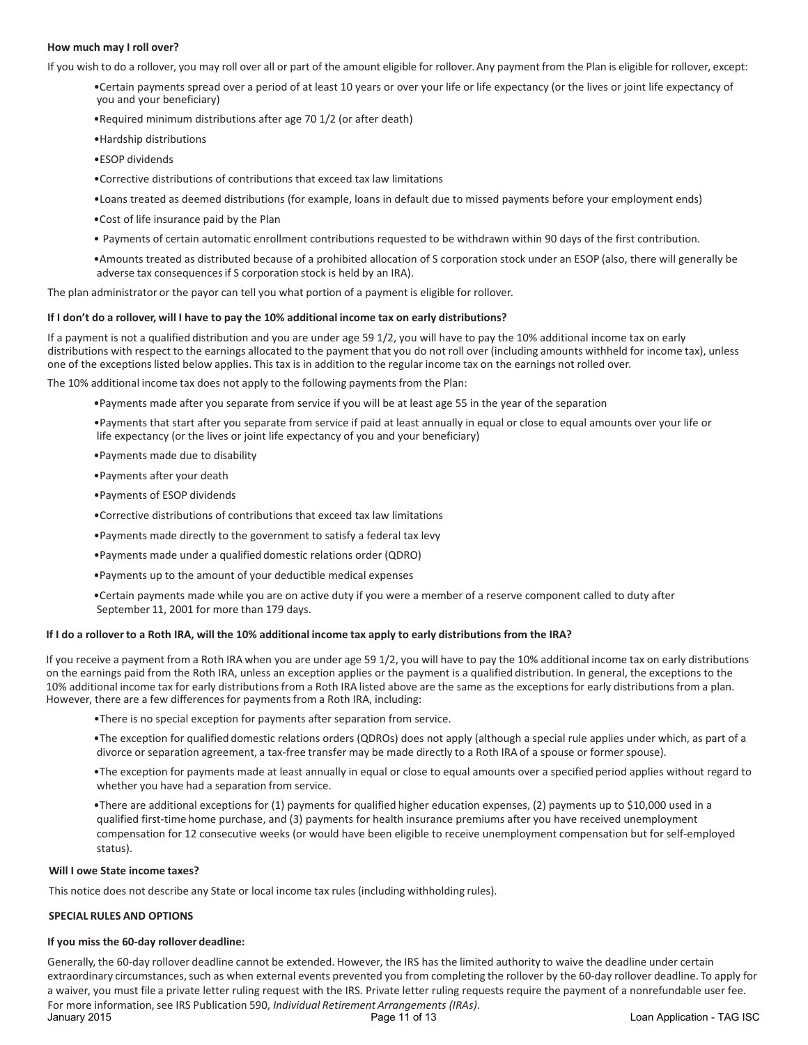**How much may I roll over?**

If you wish to do a rollover, you may roll over all or part of the amount eligible for rollover. Any payment from the Plan is eligible for rollover, except:

- Certain payments spread over a period of at least 10 years or over your life or life expectancy (or the lives or joint life expectancy of you and your beneficiary)
- Required minimum distributions after age 70 1/2 (or after death)
- Hardship distributions
- ESOP dividends
- Corrective distributions of contributions that exceed tax law limitations
- Loans treated as deemed distributions (for example, loans in default due to missed payments before your employment ends)
- Cost of life insurance paid by the Plan
- Payments of certain automatic enrollment contributions requested to be withdrawn within 90 days of the first contribution.
- Amounts treated as distributed because of a prohibited allocation of S corporation stock under an ESOP (also, there will generally be adverse tax consequences if S corporation stock is held by an IRA).

The plan administrator or the payor can tell you what portion of a payment is eligible for rollover.

**If I don't do a rollover, will I have to pay the 10% additional income tax on early distributions?**

If a payment is not a qualified distribution and you are under age 59 1/2, you will have to pay the 10% additional income tax on early distributions with respect to the earnings allocated to the payment that you do not roll over (including amounts withheld for income tax), unless one of the exceptions listed below applies. This tax is in addition to the regular income tax on the earnings not rolled over.

The 10% additional income tax does not apply to the following payments from the Plan:

- Payments made after you separate from service if you will be at least age 55 in the year of the separation
- Payments that start after you separate from service if paid at least annually in equal or close to equal amounts over your life or life expectancy (or the lives or joint life expectancy of you and your beneficiary)
- Payments made due to disability
- Payments after your death
- Payments of ESOP dividends
- Corrective distributions of contributions that exceed tax law limitations
- Payments made directly to the government to satisfy a federal tax levy
- Payments made under a qualified domestic relations order (QDRO)
- Payments up to the amount of your deductible medical expenses
- Certain payments made while you are on active duty if you were a member of a reserve component called to duty after September 11, 2001 for more than 179 days.

**If I do a rollover to a Roth IRA, will the 10% additional income tax apply to early distributions from the IRA?**

If you receive a payment from a Roth IRA when you are under age 59 1/2, you will have to pay the 10% additional income tax on early distributions on the earnings paid from the Roth IRA, unless an exception applies or the payment is a qualified distribution. In general, the exceptions to the 10% additional income tax for early distributions from a Roth IRA listed above are the same as the exceptions for early distributions from a plan. However, there are a few differences for payments from a Roth IRA, including:

- There is no special exception for payments after separation from service.
- The exception for qualified domestic relations orders (QDROs) does not apply (although a special rule applies under which, as part of a divorce or separation agreement, a tax-free transfer may be made directly to a Roth IRA of a spouse or former spouse).
- The exception for payments made at least annually in equal or close to equal amounts over a specified period applies without regard to whether you have had a separation from service.
- There are additional exceptions for (1) payments for qualified higher education expenses, (2) payments up to $10,000 used in a qualified first-time home purchase, and (3) payments for health insurance premiums after you have received unemployment compensation for 12 consecutive weeks (or would have been eligible to receive unemployment compensation but for self-employed status).

**Will I owe State income taxes?**

This notice does not describe any State or local income tax rules (including withholding rules).

**SPECIAL RULES AND OPTIONS**

**If you miss the 60-day rollover deadline:**

Generally, the 60-day rollover deadline cannot be extended. However, the IRS has the limited authority to waive the deadline under certain extraordinary circumstances, such as when external events prevented you from completing the rollover by the 60-day rollover deadline. To apply for a waiver, you must file a private letter ruling request with the IRS. Private letter ruling requests require the payment of a nonrefundable user fee. For more information, see IRS Publication 590, *Individual Retirement Arrangements (IRAs)*.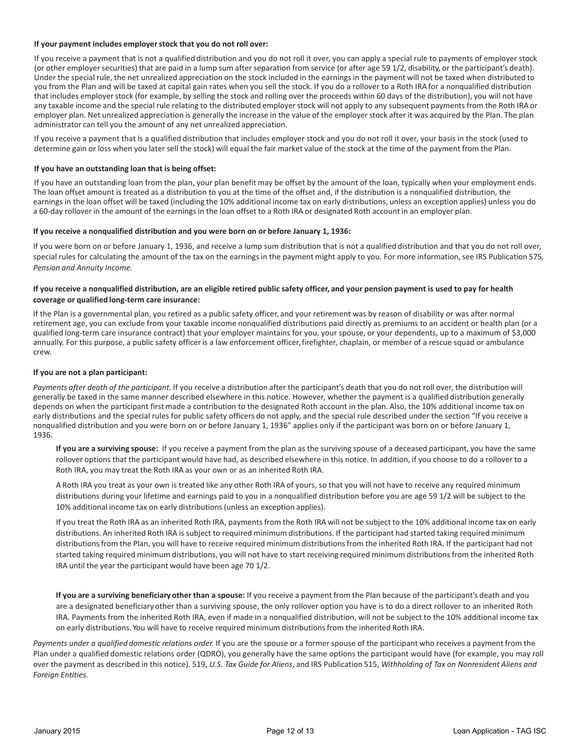**If your payment includes employer stock that you do not roll over:**

If you receive a payment that is not a qualified distribution and you do not roll it over, you can apply a special rule to payments of employer stock (or other employer securities) that are paid in a lump sum after separation from service (or after age 59 1/2, disability, or the participant's death). Under the special rule, the net unrealized appreciation on the stock included in the earnings in the payment will not be taxed when distributed to you from the Plan and will be taxed at capital gain rates when you sell the stock. If you do a rollover to a Roth IRA for a nonqualified distribution that includes employer stock (for example, by selling the stock and rolling over the proceeds within 60 days of the distribution), you will not have any taxable income and the special rule relating to the distributed employer stock will not apply to any subsequent payments from the Roth IRA or employer plan. Net unrealized appreciation is generally the increase in the value of the employer stock after it was acquired by the Plan. The plan administrator can tell you the amount of any net unrealized appreciation.

If you receive a payment that is a qualified distribution that includes employer stock and you do not roll it over, your basis in the stock (used to determine gain or loss when you later sell the stock) will equal the fair market value of the stock at the time of the payment from the Plan.

**If you have an outstanding loan that is being offset:**

If you have an outstanding loan from the plan, your plan benefit may be offset by the amount of the loan, typically when your employment ends. The loan offset amount is treated as a distribution to you at the time of the offset and, if the distribution is a nonqualified distribution, the earnings in the loan offset will be taxed (including the 10% additional income tax on early distributions, unless an exception applies) unless you do a 60-day rollover in the amount of the earnings in the loan offset to a Roth IRA or designated Roth account in an employer plan.

**If you receive a nonqualified distribution and you were born on or before January 1, 1936:**

If you were born on or before January 1, 1936, and receive a lump sum distribution that is not a qualified distribution and that you do not roll over, special rules for calculating the amount of the tax on the earnings in the payment might apply to you. For more information, see IRS Publication 575*, Pension and Annuity Income.*

**If you receive a nonqualified distribution, are an eligible retired public safety officer, and your pension payment is used to pay for health coverage or qualified long-term care insurance:**

If the Plan is a governmental plan, you retired as a public safety officer, and your retirement was by reason of disability or was after normal retirement age, you can exclude from your taxable income nonqualified distributions paid directly as premiums to an accident or health plan (or a qualified long-term care insurance contract) that your employer maintains for you, your spouse, or your dependents, up to a maximum of $3,000 annually. For this purpose, a public safety officer is a law enforcement officer, firefighter, chaplain, or member of a rescue squad or ambulance crew.

**If you are not a plan participant:**

*Payments after death of the participant.* If you receive a distribution after the participant's death that you do not roll over, the distribution will generally be taxed in the same manner described elsewhere in this notice. However, whether the payment is a qualified distribution generally depends on when the participant first made a contribution to the designated Roth account in the plan. Also, the 10% additional income tax on early distributions and the special rules for public safety officers do not apply, and the special rule described under the section "If you receive a nonqualified distribution and you were born on or before January 1, 1936" applies only if the participant was born on or before January 1, 1936.

**If you are a surviving spouse:** If you receive a payment from the plan as the surviving spouse of a deceased participant, you have the same rollover options that the participant would have had, as described elsewhere in this notice. In addition, if you choose to do a rollover to a Roth IRA, you may treat the Roth IRA as your own or as an inherited Roth IRA.

A Roth IRA you treat as your own is treated like any other Roth IRA of yours, so that you will not have to receive any required minimum distributions during your lifetime and earnings paid to you in a nonqualified distribution before you are age 59 1/2 will be subject to the 10% additional income tax on early distributions (unless an exception applies).

If you treat the Roth IRA as an inherited Roth IRA, payments from the Roth IRA will not be subject to the 10% additional income tax on early distributions. An inherited Roth IRA is subject to required minimum distributions. If the participant had started taking required minimum distributions from the Plan, you will have to receive required minimum distributions from the inherited Roth IRA. If the participant had not started taking required minimum distributions, you will not have to start receiving required minimum distributions from the inherited Roth IRA until the year the participant would have been age 70 1/2.

**If you are a surviving beneficiary other than a spouse:** If you receive a payment from the Plan because of the participant's death and you are a designated beneficiary other than a surviving spouse, the only rollover option you have is to do a direct rollover to an inherited Roth IRA. Payments from the inherited Roth IRA, even if made in a nonqualified distribution, will not be subject to the 10% additional income tax on early distributions. You will have to receive required minimum distributions from the inherited Roth IRA.

*Payments under a qualified domestic relations order.* If you are the spouse or a former spouse of the participant who receives a payment from the Plan under a qualified domestic relations order (QDRO), you generally have the same options the participant would have (for example, you may roll over the payment as described in this notice). 519, *U.S. Tax Guide for Aliens*, and IRS Publication 515, *Withholding of Tax on Nonresident Aliens and Foreign Entities.*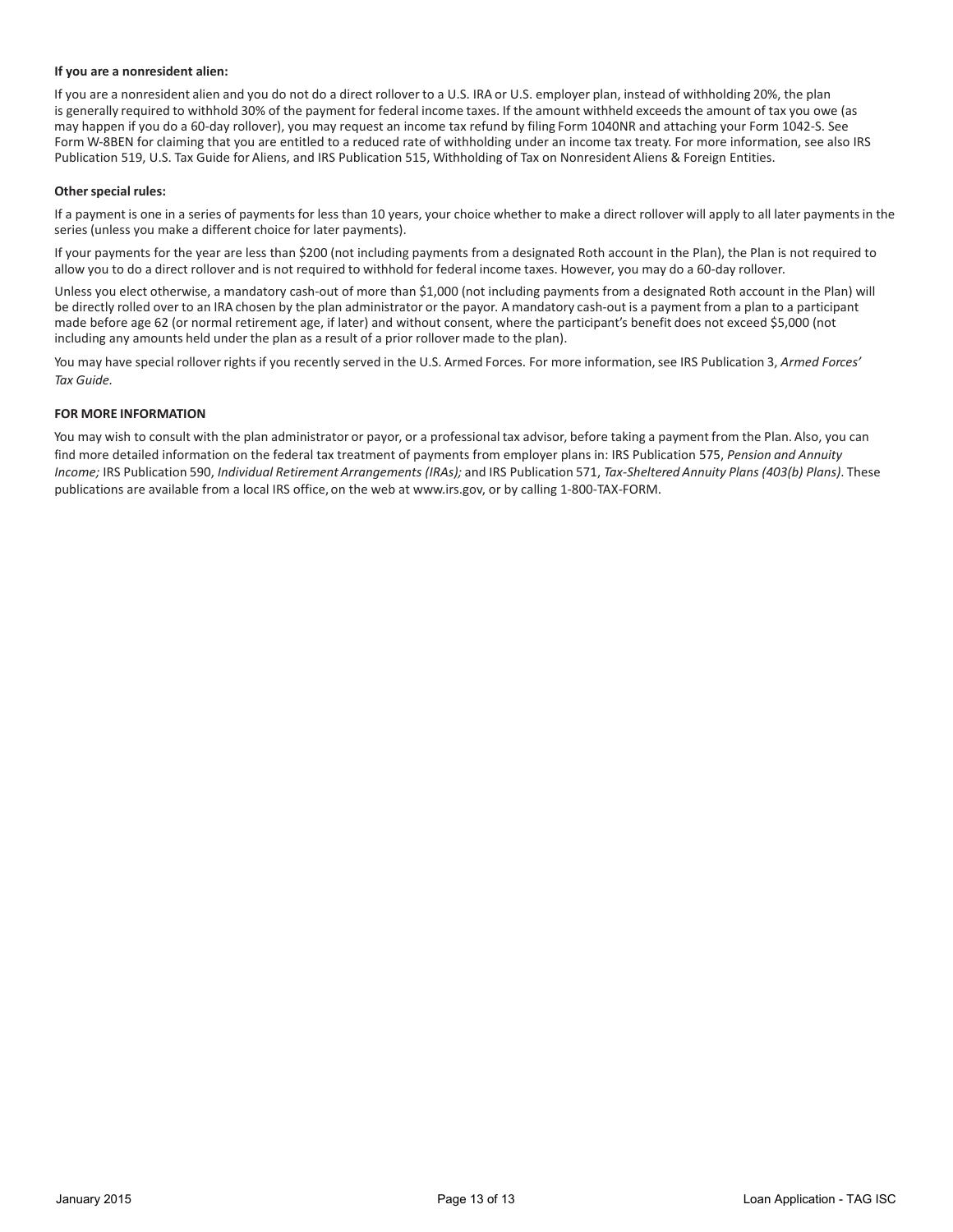**If you are a nonresident alien:**

If you are a nonresident alien and you do not do a direct rollover to a U.S. IRA or U.S. employer plan, instead of withholding 20%, the plan is generally required to withhold 30% of the payment for federal income taxes. If the amount withheld exceeds the amount of tax you owe (as may happen if you do a 60-day rollover), you may request an income tax refund by filing Form 1040NR and attaching your Form 1042-S. See Form W-8BEN for claiming that you are entitled to a reduced rate of withholding under an income tax treaty. For more information, see also IRS Publication 519, U.S. Tax Guide for Aliens, and IRS Publication 515, Withholding of Tax on Nonresident Aliens & Foreign Entities.

**Other special rules:**

If a payment is one in a series of payments for less than 10 years, your choice whether to make a direct rollover will apply to all later payments in the series (unless you make a different choice for later payments).

If your payments for the year are less than $200 (not including payments from a designated Roth account in the Plan), the Plan is not required to allow you to do a direct rollover and is not required to withhold for federal income taxes. However, you may do a 60-day rollover.

Unless you elect otherwise, a mandatory cash-out of more than $1,000 (not including payments from a designated Roth account in the Plan) will be directly rolled over to an IRA chosen by the plan administrator or the payor. A mandatory cash-out is a payment from a plan to a participant made before age 62 (or normal retirement age, if later) and without consent, where the participant's benefit does not exceed $5,000 (not including any amounts held under the plan as a result of a prior rollover made to the plan).

You may have special rollover rights if you recently served in the U.S. Armed Forces. For more information, see IRS Publication 3, *Armed Forces' Tax Guide.*

**FOR MORE INFORMATION**

You may wish to consult with the plan administrator or payor, or a professional tax advisor, before taking a payment from the Plan. Also, you can find more detailed information on the federal tax treatment of payments from employer plans in: IRS Publication 575, *Pension and Annuity Income;* IRS Publication 590, *Individual Retirement Arrangements (IRAs);* and IRS Publication 571, *Tax-Sheltered Annuity Plans (403(b) Plans)*. These publications are available from a local IRS office, on the web at www.irs.gov, or by calling 1-800-TAX-FORM.